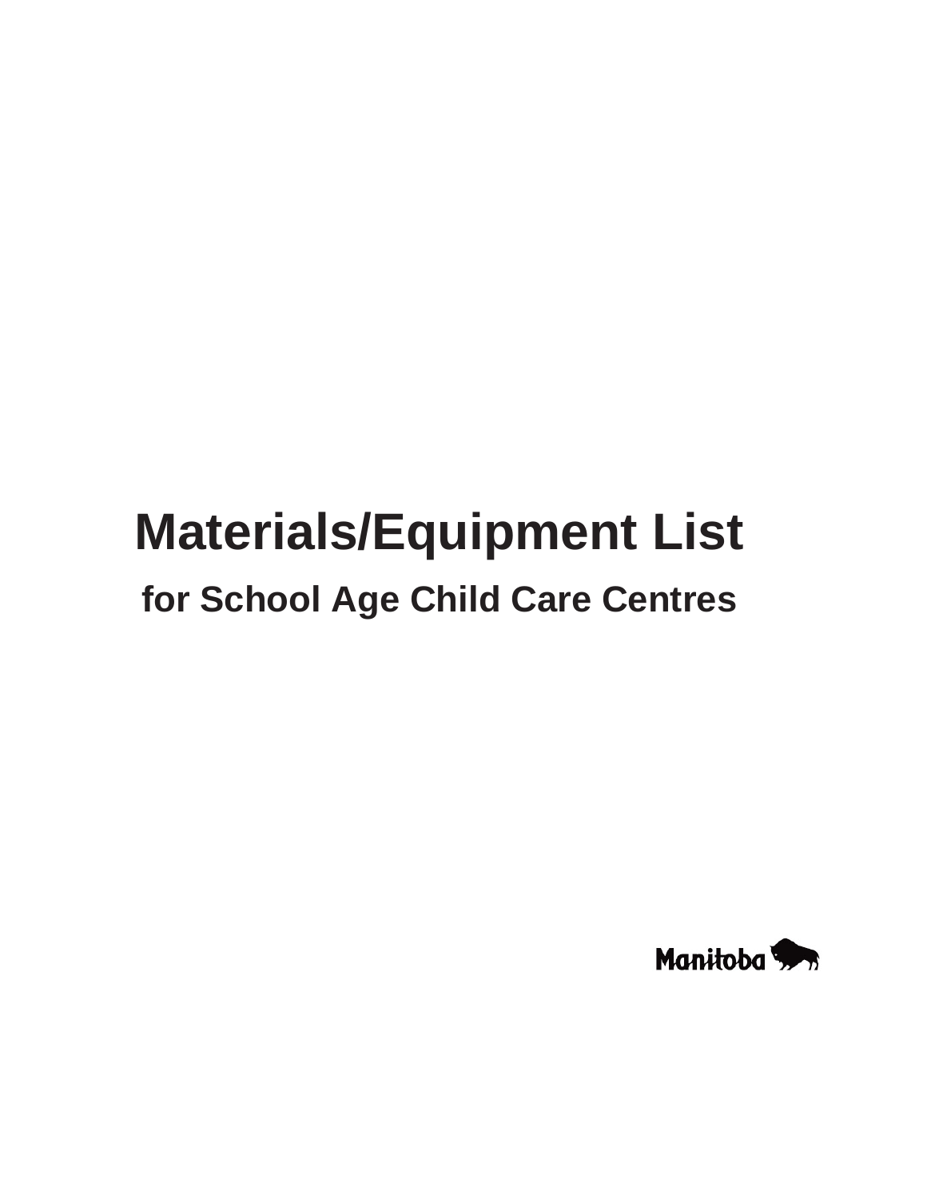# Materials/Equipment List

## for School Age Child Care Centres

Manitoba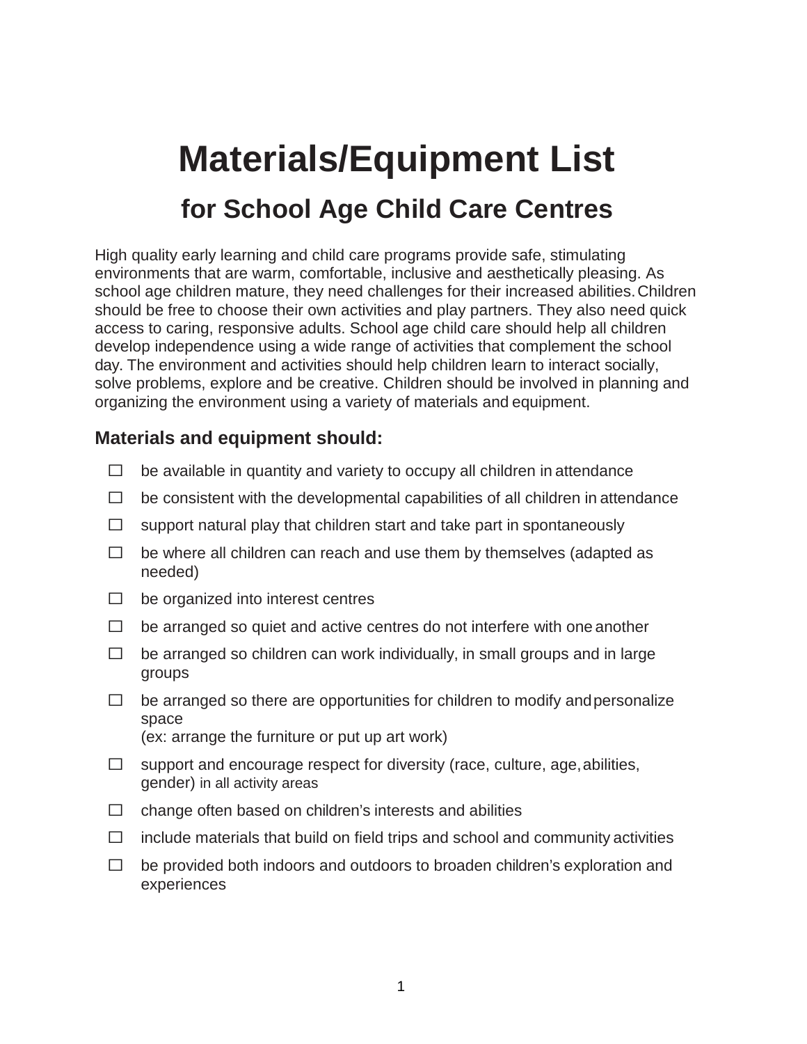# Materials/Equipment List

## for School Age Child Care Centres

High quality early learning and child care programs provide safe, stimulating environments that are warm, comfortable, inclusive and aesthetically pleasing. As school age children mature, they need challenges for their increased abilities. Children should be free to choose their own activities and play partners. They also need quick access to caring, responsive adults. School age child care should help all children develop independence using a wide range of activities that complement the school day. The environment and activities should help children learn to interact socially, solve problems, explore and be creative. Children should be involved in planning and organizing the environment using a variety of materials and equipment.

### Materials and equipment should:

- ☐ be available in quantity and variety to occupy all children in attendance
- ☐ be consistent with the developmental capabilities of all children in attendance
- ☐ support natural play that children start and take part in spontaneously
- ☐ be where all children can reach and use them by themselves (adapted as needed)
- ☐ be organized into interest centres
- ☐ be arranged so quiet and active centres do not interfere with one another
- ☐ be arranged so children can work individually, in small groups and in large groups
- ☐ be arranged so there are opportunities for children to modify and personalize space (ex: arrange the furniture or put up art work)
- ☐ support and encourage respect for diversity (race, culture, age, abilities, gender) in all activity areas
- ☐ change often based on children's interests and abilities
- ☐ include materials that build on field trips and school and community activities
- ☐ be provided both indoors and outdoors to broaden children's exploration and experiences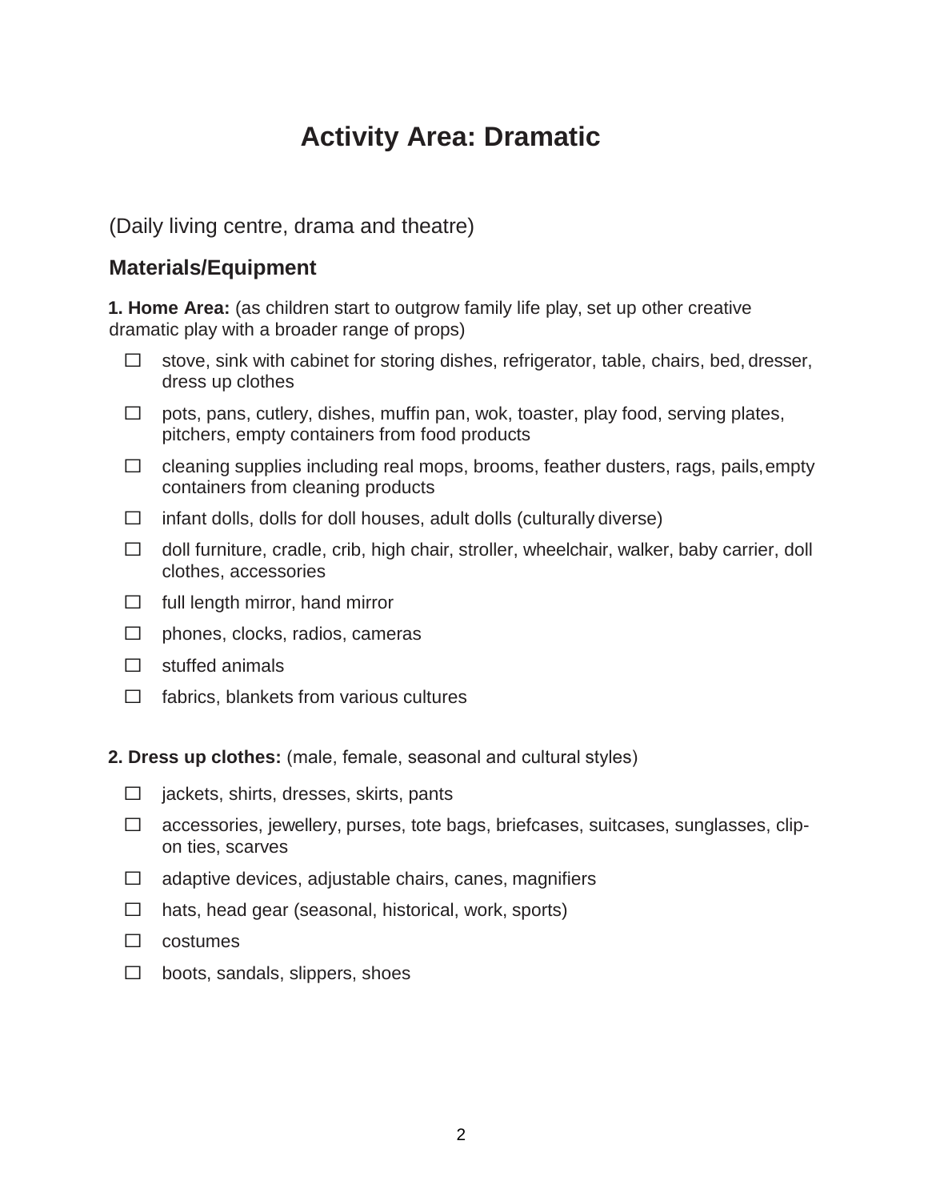# Activity Area: Dramatic

(Daily living centre, drama and theatre)

## Materials/Equipment

**1. Home Area:** (as children start to outgrow family life play, set up other creative dramatic play with a broader range of props)

- ☐ stove, sink with cabinet for storing dishes, refrigerator, table, chairs, bed, dresser, dress up clothes
- ☐ pots, pans, cutlery, dishes, muffin pan, wok, toaster, play food, serving plates, pitchers, empty containers from food products
- ☐ cleaning supplies including real mops, brooms, feather dusters, rags, pails, empty containers from cleaning products
- ☐ infant dolls, dolls for doll houses, adult dolls (culturally diverse)
- ☐ doll furniture, cradle, crib, high chair, stroller, wheelchair, walker, baby carrier, doll clothes, accessories
- ☐ full length mirror, hand mirror
- ☐ phones, clocks, radios, cameras
- ☐ stuffed animals
- ☐ fabrics, blankets from various cultures

**2. Dress up clothes:** (male, female, seasonal and cultural styles)

- ☐ jackets, shirts, dresses, skirts, pants
- ☐ accessories, jewellery, purses, tote bags, briefcases, suitcases, sunglasses, clip-on ties, scarves
- ☐ adaptive devices, adjustable chairs, canes, magnifiers
- ☐ hats, head gear (seasonal, historical, work, sports)
- ☐ costumes
- ☐ boots, sandals, slippers, shoes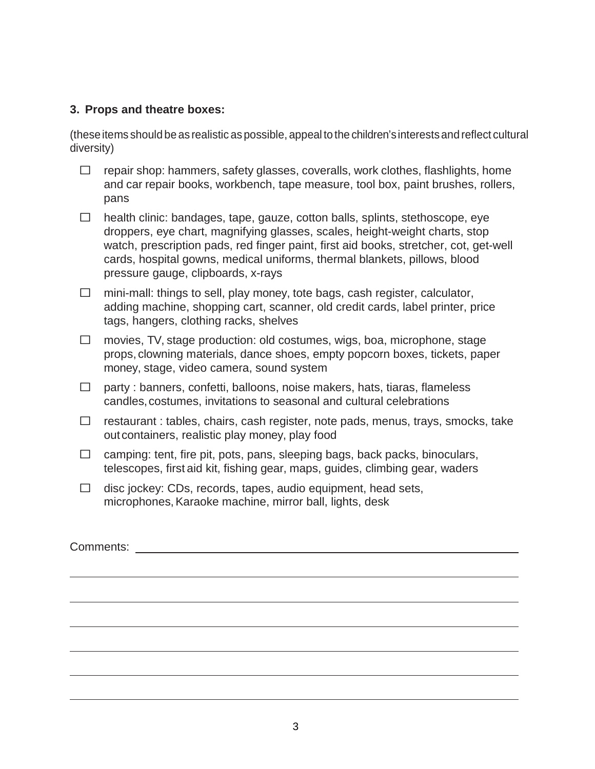### 3. Props and theatre boxes:

(these items should be as realistic as possible, appeal to the children's interests and reflect cultural diversity)

- ☐ repair shop: hammers, safety glasses, coveralls, work clothes, flashlights, home and car repair books, workbench, tape measure, tool box, paint brushes, rollers, pans
- ☐ health clinic: bandages, tape, gauze, cotton balls, splints, stethoscope, eye droppers, eye chart, magnifying glasses, scales, height-weight charts, stop watch, prescription pads, red finger paint, first aid books, stretcher, cot, get-well cards, hospital gowns, medical uniforms, thermal blankets, pillows, blood pressure gauge, clipboards, x-rays
- ☐ mini-mall: things to sell, play money, tote bags, cash register, calculator, adding machine, shopping cart, scanner, old credit cards, label printer, price tags, hangers, clothing racks, shelves
- ☐ movies, TV, stage production: old costumes, wigs, boa, microphone, stage props, clowning materials, dance shoes, empty popcorn boxes, tickets, paper money, stage, video camera, sound system
- ☐ party : banners, confetti, balloons, noise makers, hats, tiaras, flameless candles, costumes, invitations to seasonal and cultural celebrations
- ☐ restaurant : tables, chairs, cash register, note pads, menus, trays, smocks, take out containers, realistic play money, play food
- ☐ camping: tent, fire pit, pots, pans, sleeping bags, back packs, binoculars, telescopes, first aid kit, fishing gear, maps, guides, climbing gear, waders
- ☐ disc jockey: CDs, records, tapes, audio equipment, head sets, microphones, Karaoke machine, mirror ball, lights, desk

Comments: ____________________________________________

____________________________________________

____________________________________________

____________________________________________

____________________________________________

____________________________________________

____________________________________________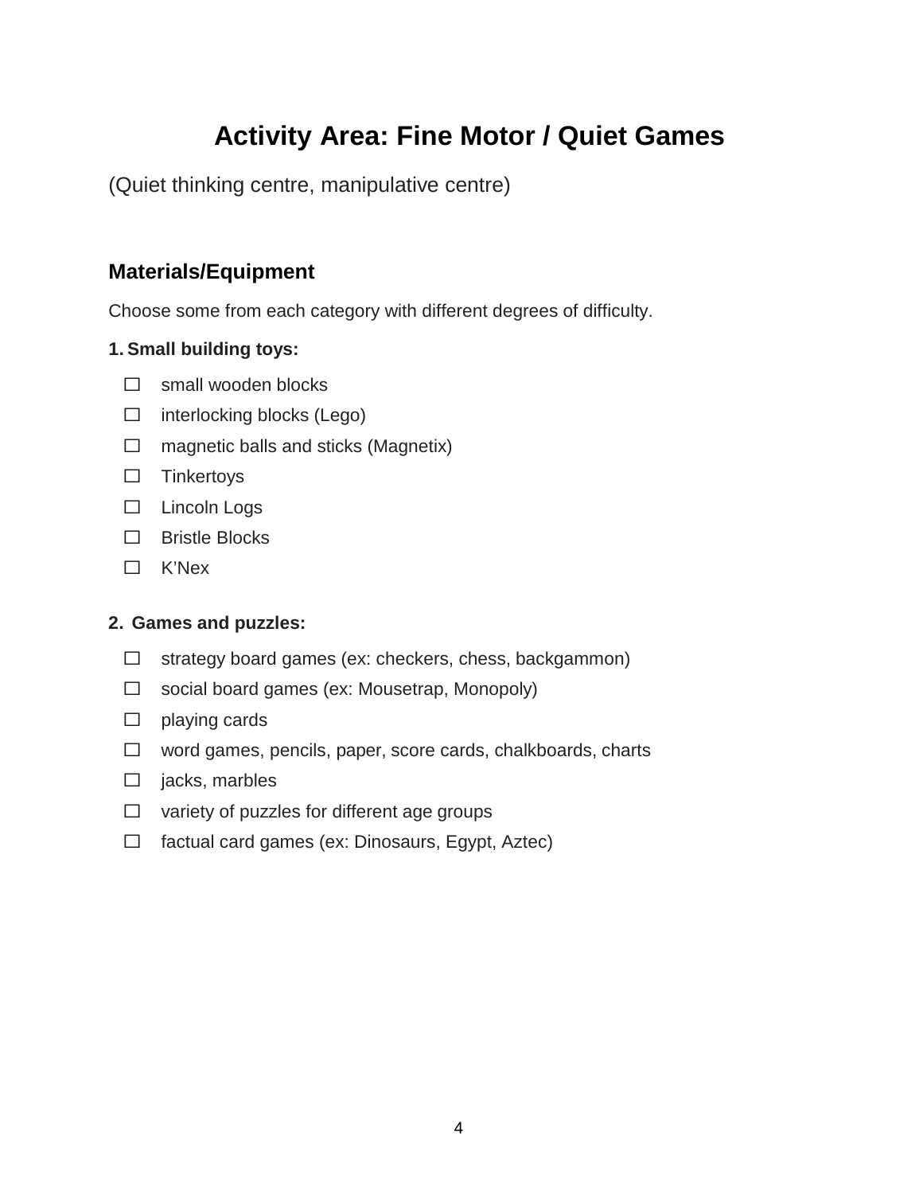# Activity Area: Fine Motor / Quiet Games

(Quiet thinking centre, manipulative centre)

## Materials/Equipment

Choose some from each category with different degrees of difficulty.

**1. Small building toys:**

- ☐ small wooden blocks
- ☐ interlocking blocks (Lego)
- ☐ magnetic balls and sticks (Magnetix)
- ☐ Tinkertoys
- ☐ Lincoln Logs
- ☐ Bristle Blocks
- ☐ K'Nex

**2. Games and puzzles:**

- ☐ strategy board games (ex: checkers, chess, backgammon)
- ☐ social board games (ex: Mousetrap, Monopoly)
- ☐ playing cards
- ☐ word games, pencils, paper, score cards, chalkboards, charts
- ☐ jacks, marbles
- ☐ variety of puzzles for different age groups
- ☐ factual card games (ex: Dinosaurs, Egypt, Aztec)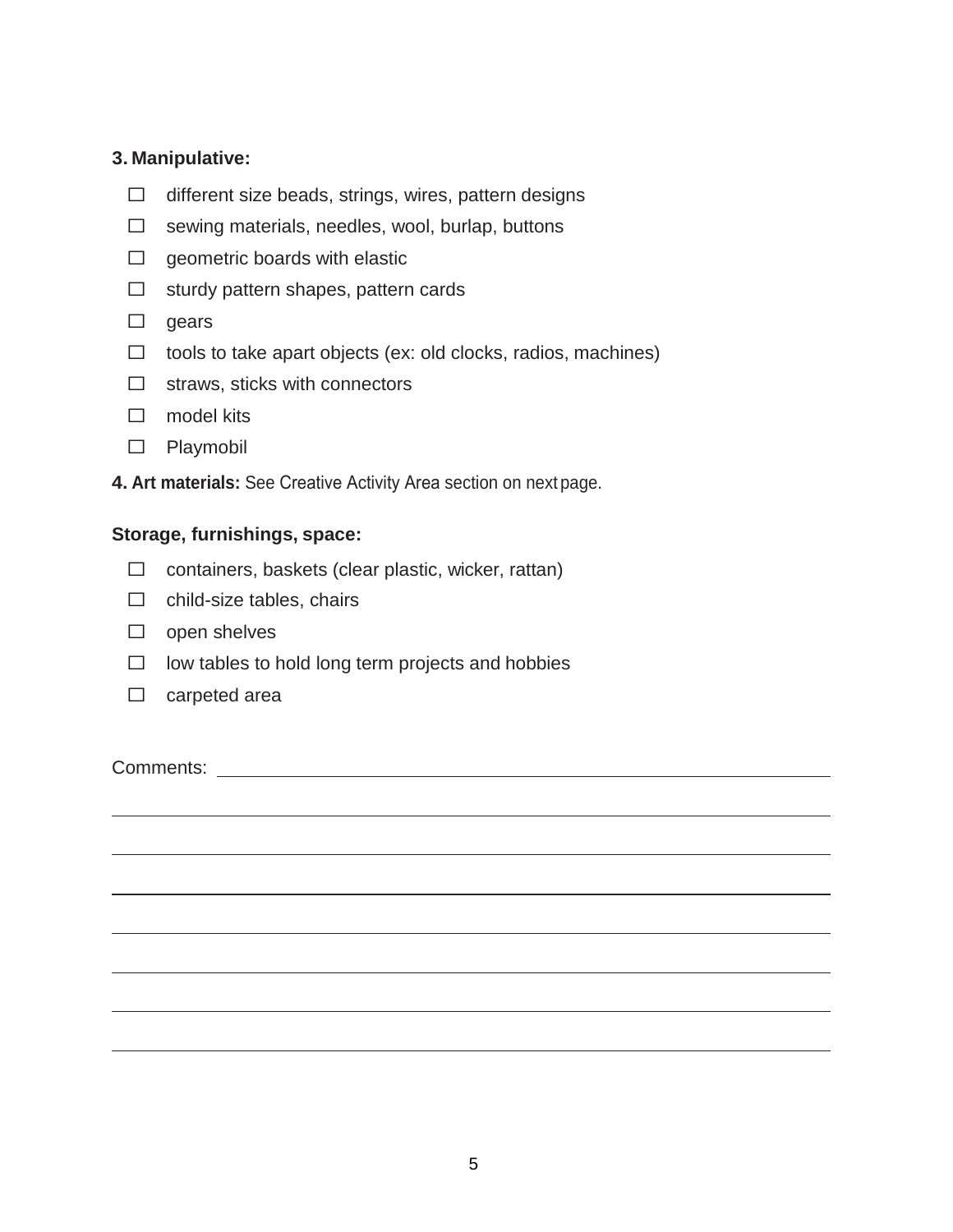**3. Manipulative:**

- ☐ different size beads, strings, wires, pattern designs
- ☐ sewing materials, needles, wool, burlap, buttons
- ☐ geometric boards with elastic
- ☐ sturdy pattern shapes, pattern cards
- ☐ gears
- ☐ tools to take apart objects (ex: old clocks, radios, machines)
- ☐ straws, sticks with connectors
- ☐ model kits
- ☐ Playmobil

**4. Art materials:** See Creative Activity Area section on next page.

**Storage, furnishings, space:**

- ☐ containers, baskets (clear plastic, wicker, rattan)
- ☐ child-size tables, chairs
- ☐ open shelves
- ☐ low tables to hold long term projects and hobbies
- ☐ carpeted area

Comments: ____________________________________________________________

______________________________________________________________________

______________________________________________________________________

______________________________________________________________________

______________________________________________________________________

______________________________________________________________________

______________________________________________________________________

______________________________________________________________________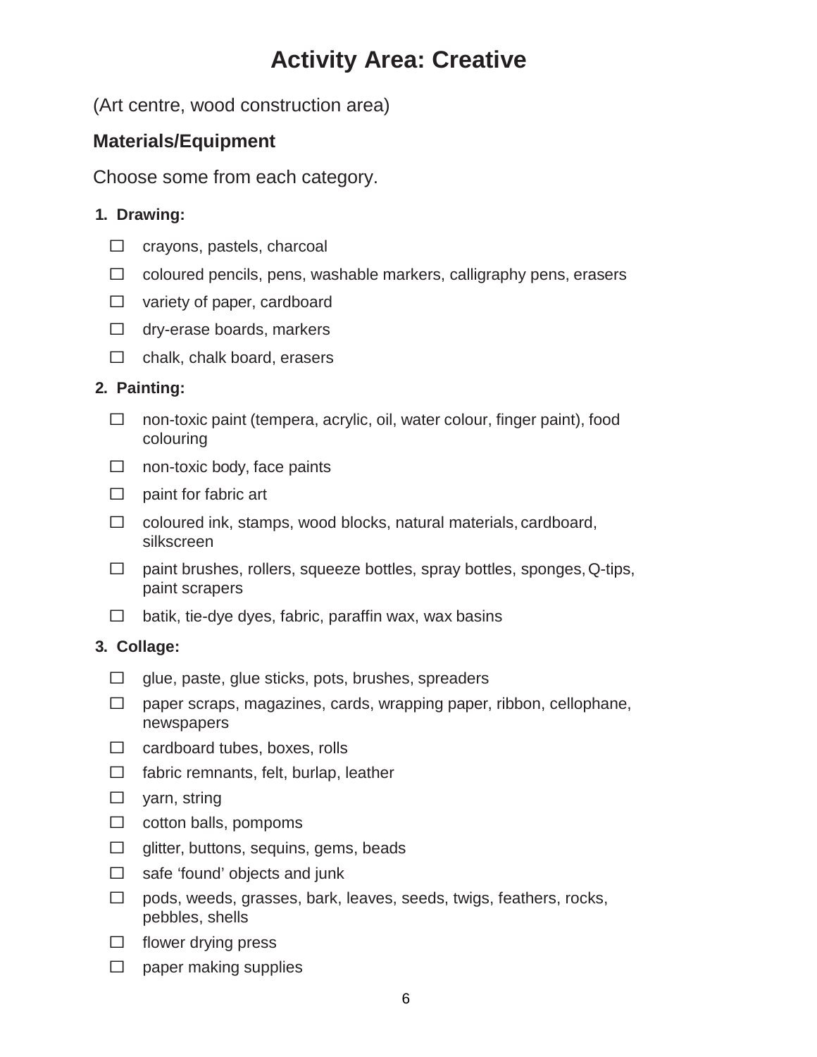# Activity Area: Creative

(Art centre, wood construction area)

## Materials/Equipment

Choose some from each category.

**1. Drawing:**

- ☐ crayons, pastels, charcoal
- ☐ coloured pencils, pens, washable markers, calligraphy pens, erasers
- ☐ variety of paper, cardboard
- ☐ dry-erase boards, markers
- ☐ chalk, chalk board, erasers

**2. Painting:**

- ☐ non-toxic paint (tempera, acrylic, oil, water colour, finger paint), food colouring
- ☐ non-toxic body, face paints
- ☐ paint for fabric art
- ☐ coloured ink, stamps, wood blocks, natural materials, cardboard, silkscreen
- ☐ paint brushes, rollers, squeeze bottles, spray bottles, sponges, Q-tips, paint scrapers
- ☐ batik, tie-dye dyes, fabric, paraffin wax, wax basins

**3. Collage:**

- ☐ glue, paste, glue sticks, pots, brushes, spreaders
- ☐ paper scraps, magazines, cards, wrapping paper, ribbon, cellophane, newspapers
- ☐ cardboard tubes, boxes, rolls
- ☐ fabric remnants, felt, burlap, leather
- ☐ yarn, string
- ☐ cotton balls, pompoms
- ☐ glitter, buttons, sequins, gems, beads
- ☐ safe ‘found’ objects and junk
- ☐ pods, weeds, grasses, bark, leaves, seeds, twigs, feathers, rocks, pebbles, shells
- ☐ flower drying press
- ☐ paper making supplies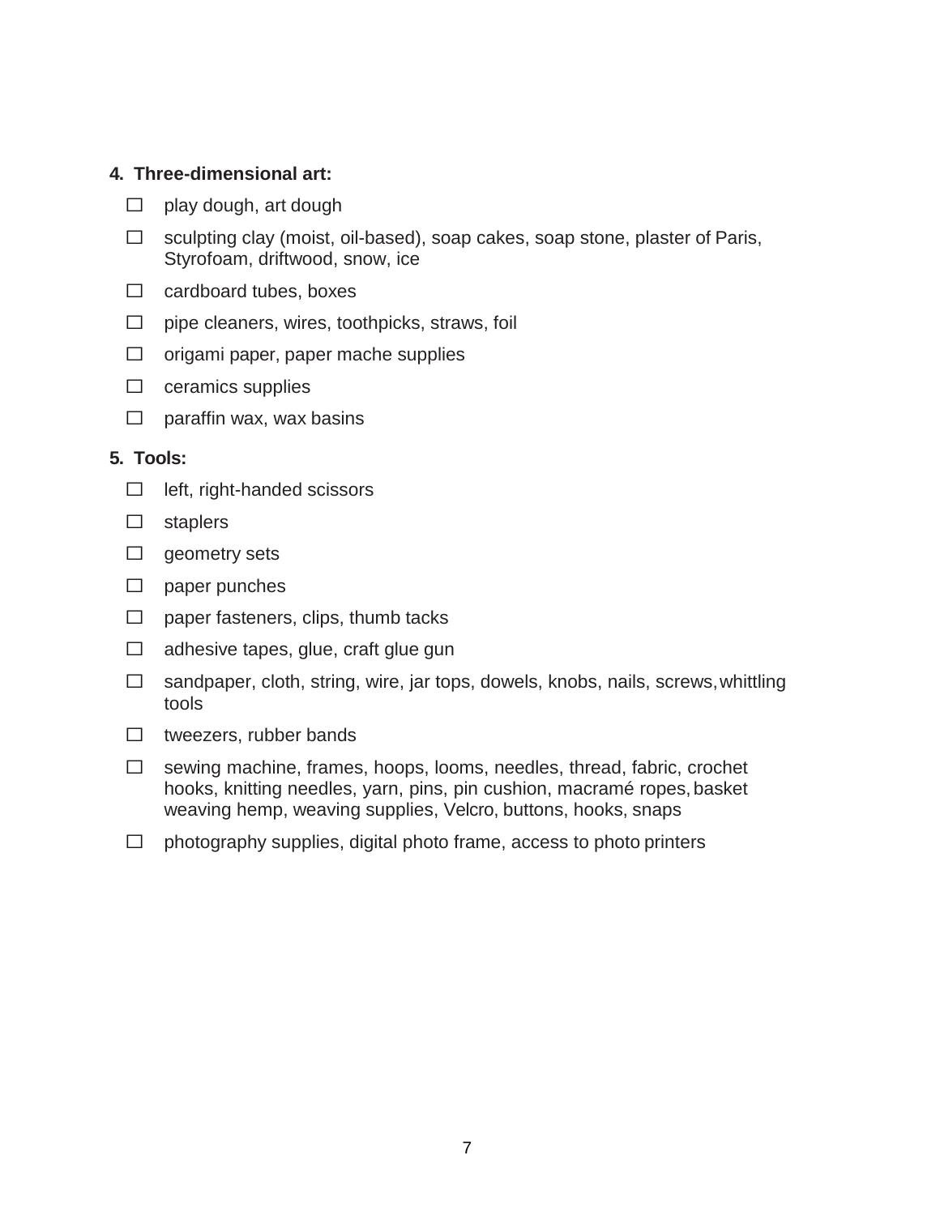**4. Three-dimensional art:**

- ☐ play dough, art dough
- ☐ sculpting clay (moist, oil-based), soap cakes, soap stone, plaster of Paris, Styrofoam, driftwood, snow, ice
- ☐ cardboard tubes, boxes
- ☐ pipe cleaners, wires, toothpicks, straws, foil
- ☐ origami paper, paper mache supplies
- ☐ ceramics supplies
- ☐ paraffin wax, wax basins

**5. Tools:**

- ☐ left, right-handed scissors
- ☐ staplers
- ☐ geometry sets
- ☐ paper punches
- ☐ paper fasteners, clips, thumb tacks
- ☐ adhesive tapes, glue, craft glue gun
- ☐ sandpaper, cloth, string, wire, jar tops, dowels, knobs, nails, screws, whittling tools
- ☐ tweezers, rubber bands
- ☐ sewing machine, frames, hoops, looms, needles, thread, fabric, crochet hooks, knitting needles, yarn, pins, pin cushion, macramé ropes, basket weaving hemp, weaving supplies, Velcro, buttons, hooks, snaps
- ☐ photography supplies, digital photo frame, access to photo printers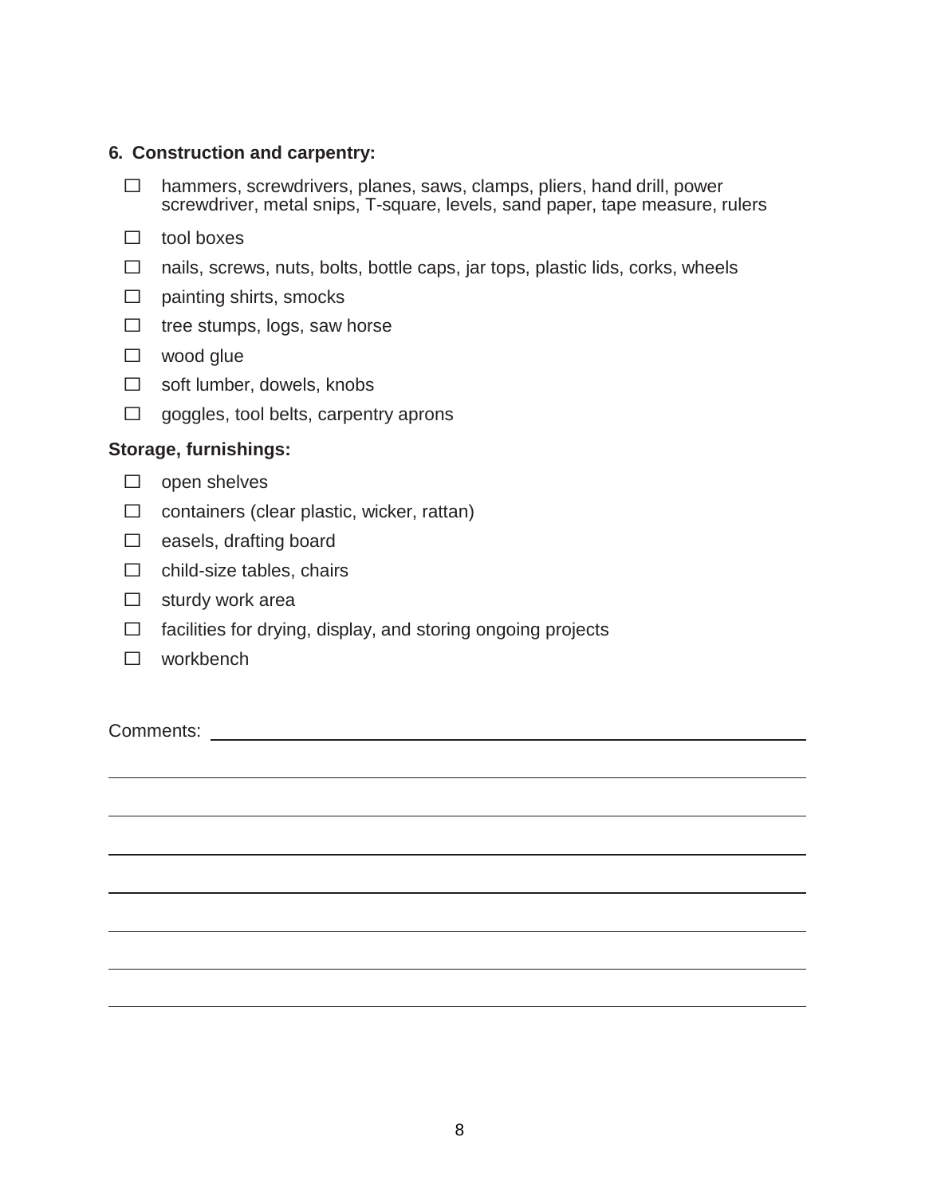**6. Construction and carpentry:**

- ☐ hammers, screwdrivers, planes, saws, clamps, pliers, hand drill, power screwdriver, metal snips, T-square, levels, sand paper, tape measure, rulers
- ☐ tool boxes
- ☐ nails, screws, nuts, bolts, bottle caps, jar tops, plastic lids, corks, wheels
- ☐ painting shirts, smocks
- ☐ tree stumps, logs, saw horse
- ☐ wood glue
- ☐ soft lumber, dowels, knobs
- ☐ goggles, tool belts, carpentry aprons

**Storage, furnishings:**

- ☐ open shelves
- ☐ containers (clear plastic, wicker, rattan)
- ☐ easels, drafting board
- ☐ child-size tables, chairs
- ☐ sturdy work area
- ☐ facilities for drying, display, and storing ongoing projects
- ☐ workbench

Comments: ________________________________________________

________________________________________________

________________________________________________

________________________________________________

________________________________________________

________________________________________________

________________________________________________

________________________________________________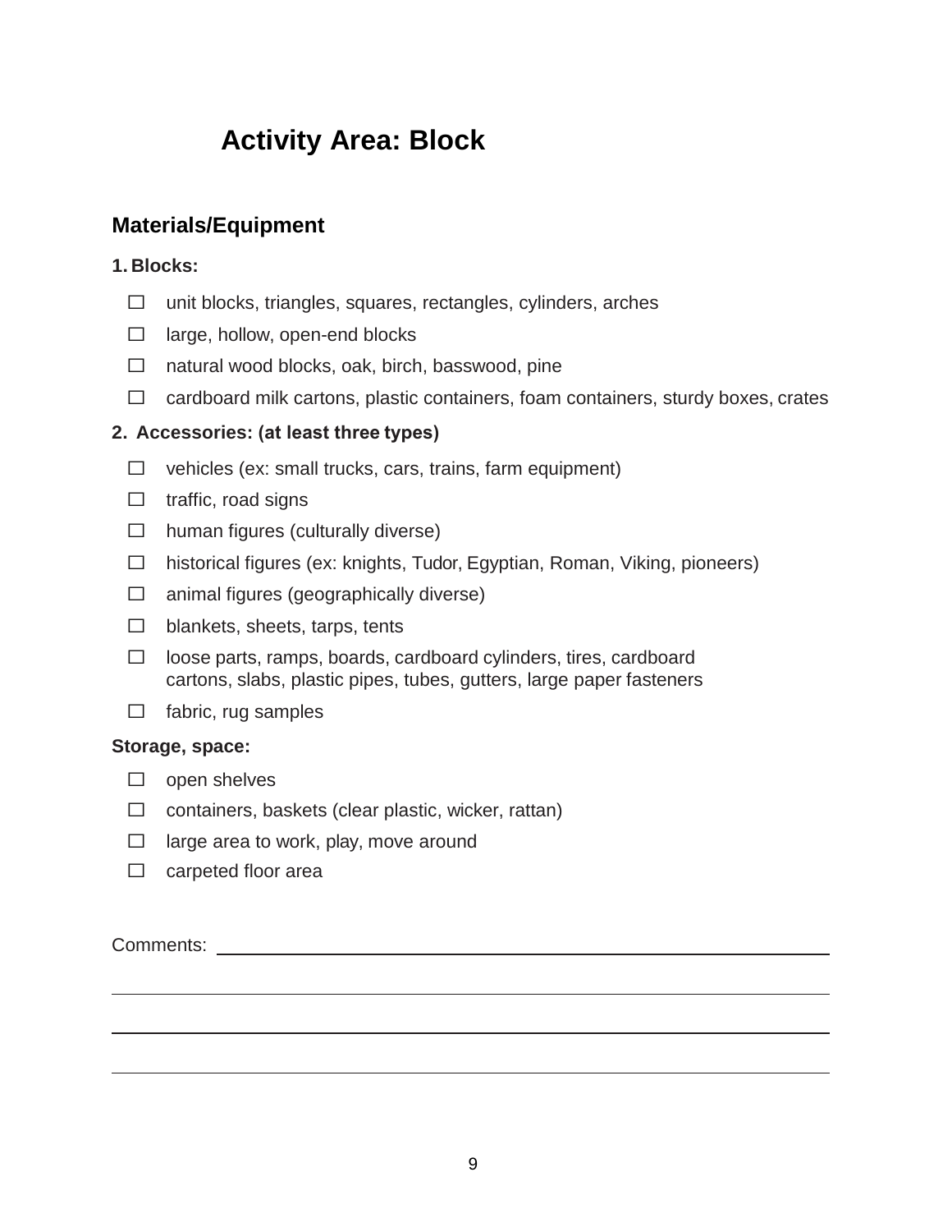# Activity Area: Block

## Materials/Equipment

**1. Blocks:**

- ☐ unit blocks, triangles, squares, rectangles, cylinders, arches
- ☐ large, hollow, open-end blocks
- ☐ natural wood blocks, oak, birch, basswood, pine
- ☐ cardboard milk cartons, plastic containers, foam containers, sturdy boxes, crates

**2. Accessories: (at least three types)**

- ☐ vehicles (ex: small trucks, cars, trains, farm equipment)
- ☐ traffic, road signs
- ☐ human figures (culturally diverse)
- ☐ historical figures (ex: knights, Tudor, Egyptian, Roman, Viking, pioneers)
- ☐ animal figures (geographically diverse)
- ☐ blankets, sheets, tarps, tents
- ☐ loose parts, ramps, boards, cardboard cylinders, tires, cardboard cartons, slabs, plastic pipes, tubes, gutters, large paper fasteners
- ☐ fabric, rug samples

**Storage, space:**

- ☐ open shelves
- ☐ containers, baskets (clear plastic, wicker, rattan)
- ☐ large area to work, play, move around
- ☐ carpeted floor area

Comments: ____________________________________________

____________________________________________

____________________________________________

____________________________________________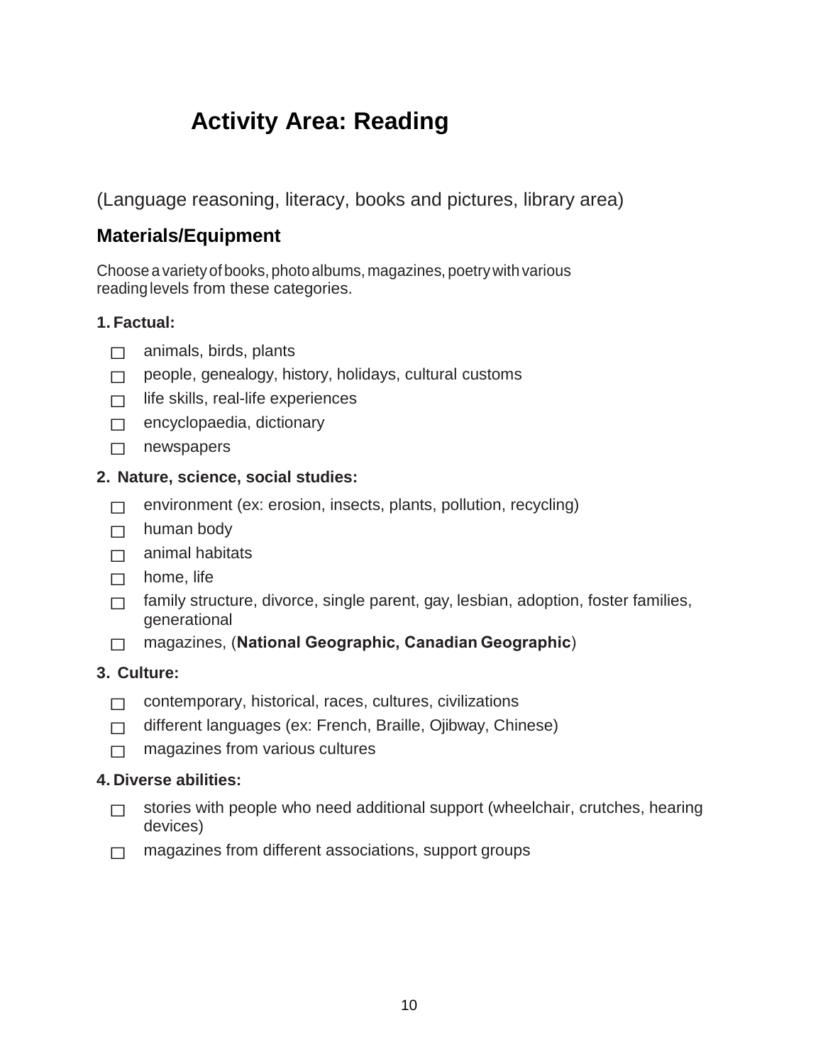# Activity Area: Reading

(Language reasoning, literacy, books and pictures, library area)

## Materials/Equipment

Choose a variety of books, photo albums, magazines, poetry with various reading levels from these categories.

**1. Factual:**

- ☐ animals, birds, plants
- ☐ people, genealogy, history, holidays, cultural customs
- ☐ life skills, real-life experiences
- ☐ encyclopaedia, dictionary
- ☐ newspapers

**2. Nature, science, social studies:**

- ☐ environment (ex: erosion, insects, plants, pollution, recycling)
- ☐ human body
- ☐ animal habitats
- ☐ home, life
- ☐ family structure, divorce, single parent, gay, lesbian, adoption, foster families, generational
- ☐ magazines, (**National Geographic, Canadian Geographic**)

**3. Culture:**

- ☐ contemporary, historical, races, cultures, civilizations
- ☐ different languages (ex: French, Braille, Ojibway, Chinese)
- ☐ magazines from various cultures

**4. Diverse abilities:**

- ☐ stories with people who need additional support (wheelchair, crutches, hearing devices)
- ☐ magazines from different associations, support groups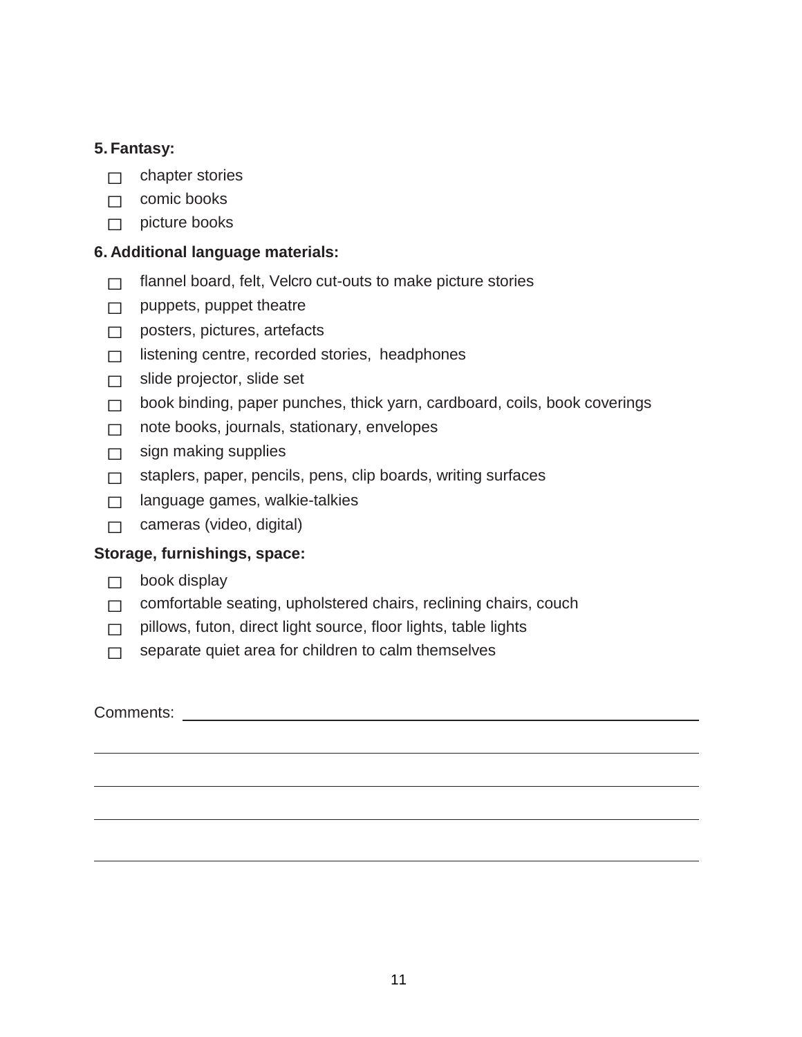**5. Fantasy:**

- ☐ chapter stories
- ☐ comic books
- ☐ picture books

**6. Additional language materials:**

- ☐ flannel board, felt, Velcro cut-outs to make picture stories
- ☐ puppets, puppet theatre
- ☐ posters, pictures, artefacts
- ☐ listening centre, recorded stories, headphones
- ☐ slide projector, slide set
- ☐ book binding, paper punches, thick yarn, cardboard, coils, book coverings
- ☐ note books, journals, stationary, envelopes
- ☐ sign making supplies
- ☐ staplers, paper, pencils, pens, clip boards, writing surfaces
- ☐ language games, walkie-talkies
- ☐ cameras (video, digital)

**Storage, furnishings, space:**

- ☐ book display
- ☐ comfortable seating, upholstered chairs, reclining chairs, couch
- ☐ pillows, futon, direct light source, floor lights, table lights
- ☐ separate quiet area for children to calm themselves

Comments: ______________________________________________________________

______________________________________________________________________

______________________________________________________________________

______________________________________________________________________

______________________________________________________________________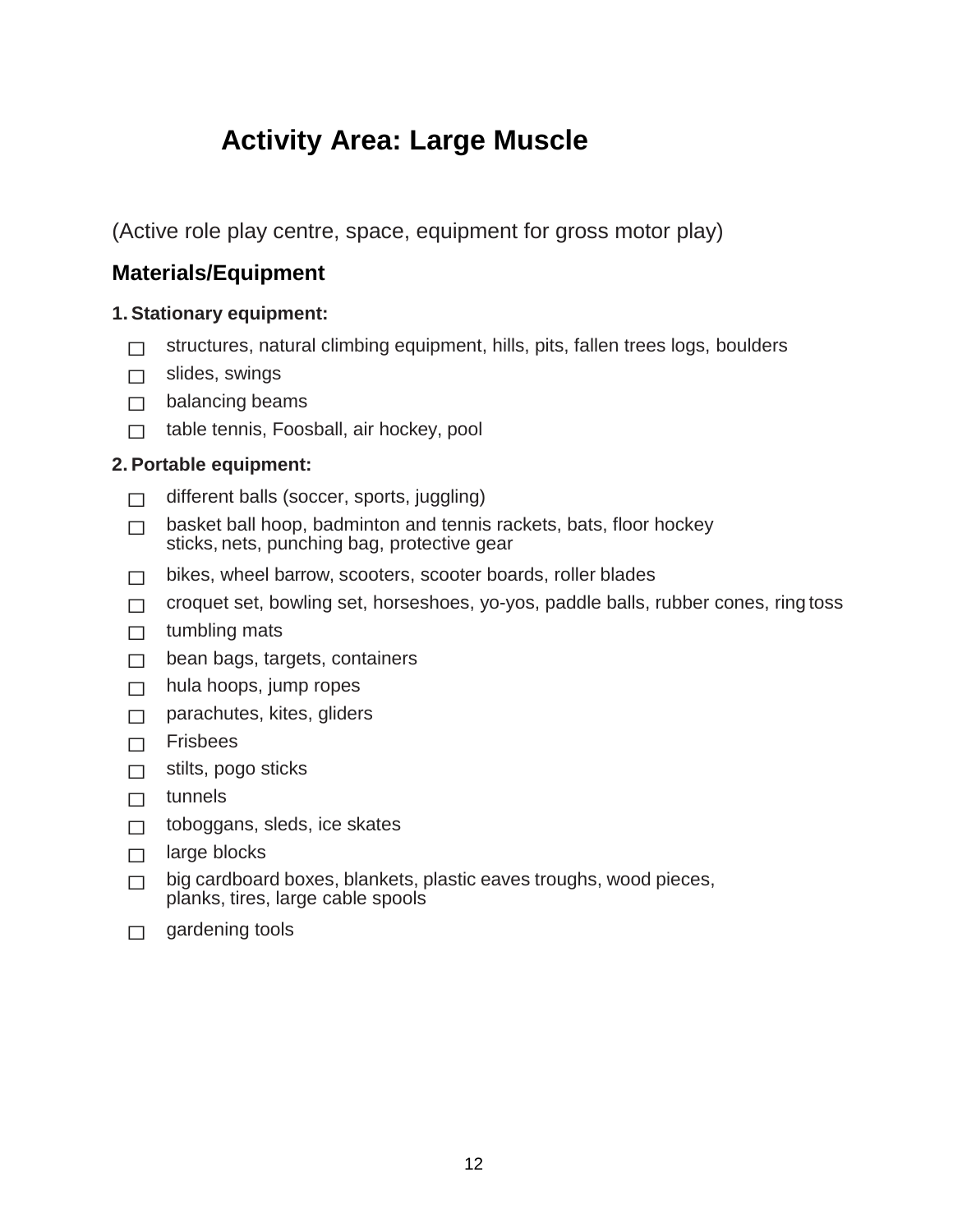# Activity Area: Large Muscle

(Active role play centre, space, equipment for gross motor play)

## Materials/Equipment

**1. Stationary equipment:**

- ☐ structures, natural climbing equipment, hills, pits, fallen trees logs, boulders
- ☐ slides, swings
- ☐ balancing beams
- ☐ table tennis, Foosball, air hockey, pool

**2. Portable equipment:**

- ☐ different balls (soccer, sports, juggling)
- ☐ basket ball hoop, badminton and tennis rackets, bats, floor hockey sticks, nets, punching bag, protective gear
- ☐ bikes, wheel barrow, scooters, scooter boards, roller blades
- ☐ croquet set, bowling set, horseshoes, yo-yos, paddle balls, rubber cones, ring toss
- ☐ tumbling mats
- ☐ bean bags, targets, containers
- ☐ hula hoops, jump ropes
- ☐ parachutes, kites, gliders
- ☐ Frisbees
- ☐ stilts, pogo sticks
- ☐ tunnels
- ☐ toboggans, sleds, ice skates
- ☐ large blocks
- ☐ big cardboard boxes, blankets, plastic eaves troughs, wood pieces, planks, tires, large cable spools
- ☐ gardening tools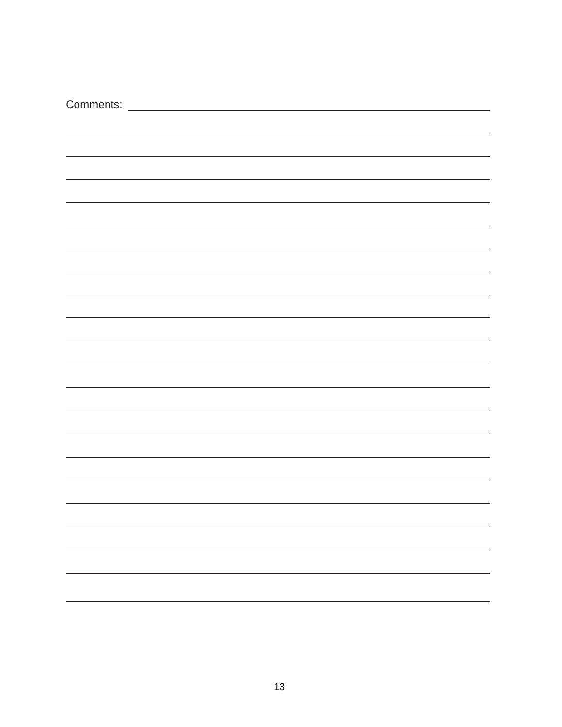Comments: ______________________________________________________________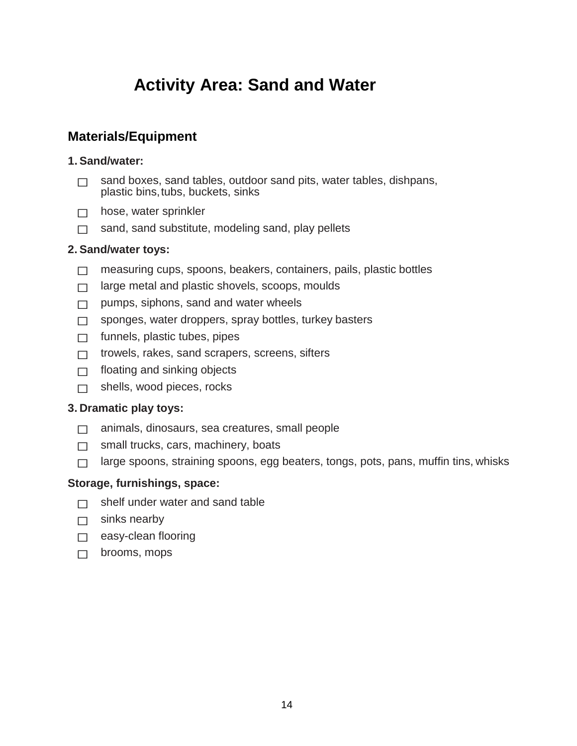# Activity Area: Sand and Water

## Materials/Equipment

**1. Sand/water:**

- ☐ sand boxes, sand tables, outdoor sand pits, water tables, dishpans, plastic bins, tubs, buckets, sinks
- ☐ hose, water sprinkler
- ☐ sand, sand substitute, modeling sand, play pellets

**2. Sand/water toys:**

- ☐ measuring cups, spoons, beakers, containers, pails, plastic bottles
- ☐ large metal and plastic shovels, scoops, moulds
- ☐ pumps, siphons, sand and water wheels
- ☐ sponges, water droppers, spray bottles, turkey basters
- ☐ funnels, plastic tubes, pipes
- ☐ trowels, rakes, sand scrapers, screens, sifters
- ☐ floating and sinking objects
- ☐ shells, wood pieces, rocks

**3. Dramatic play toys:**

- ☐ animals, dinosaurs, sea creatures, small people
- ☐ small trucks, cars, machinery, boats
- ☐ large spoons, straining spoons, egg beaters, tongs, pots, pans, muffin tins, whisks

**Storage, furnishings, space:**

- ☐ shelf under water and sand table
- ☐ sinks nearby
- ☐ easy-clean flooring
- ☐ brooms, mops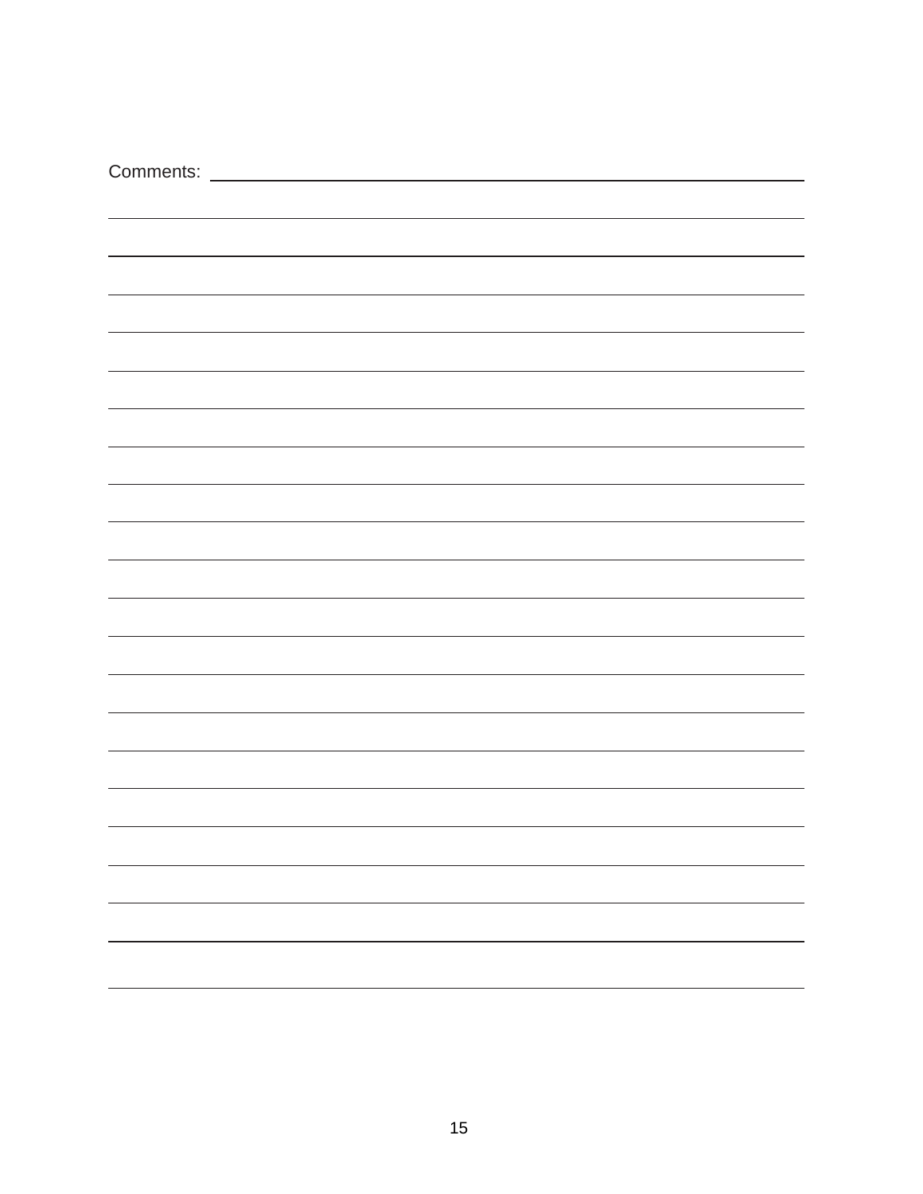Comments: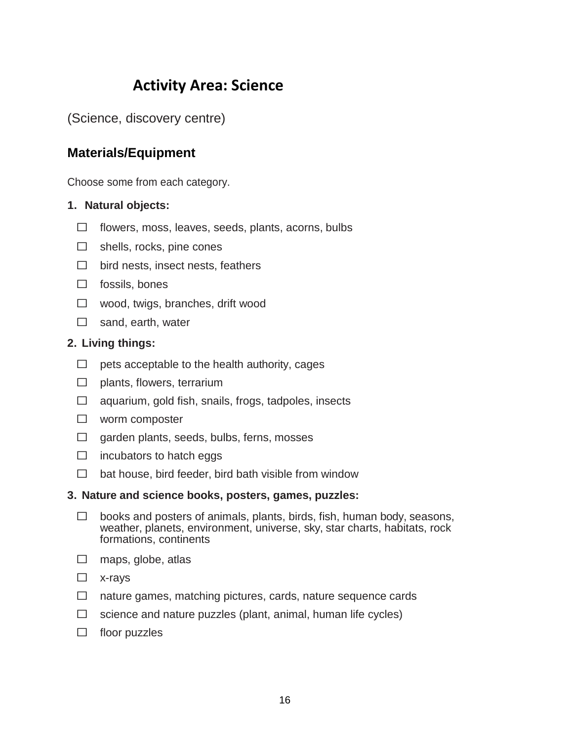# Activity Area: Science

(Science, discovery centre)

## Materials/Equipment

Choose some from each category.

**1. Natural objects:**

- ☐ flowers, moss, leaves, seeds, plants, acorns, bulbs
- ☐ shells, rocks, pine cones
- ☐ bird nests, insect nests, feathers
- ☐ fossils, bones
- ☐ wood, twigs, branches, drift wood
- ☐ sand, earth, water

**2. Living things:**

- ☐ pets acceptable to the health authority, cages
- ☐ plants, flowers, terrarium
- ☐ aquarium, gold fish, snails, frogs, tadpoles, insects
- ☐ worm composter
- ☐ garden plants, seeds, bulbs, ferns, mosses
- ☐ incubators to hatch eggs
- ☐ bat house, bird feeder, bird bath visible from window

**3. Nature and science books, posters, games, puzzles:**

- ☐ books and posters of animals, plants, birds, fish, human body, seasons, weather, planets, environment, universe, sky, star charts, habitats, rock formations, continents
- ☐ maps, globe, atlas
- ☐ x-rays
- ☐ nature games, matching pictures, cards, nature sequence cards
- ☐ science and nature puzzles (plant, animal, human life cycles)
- ☐ floor puzzles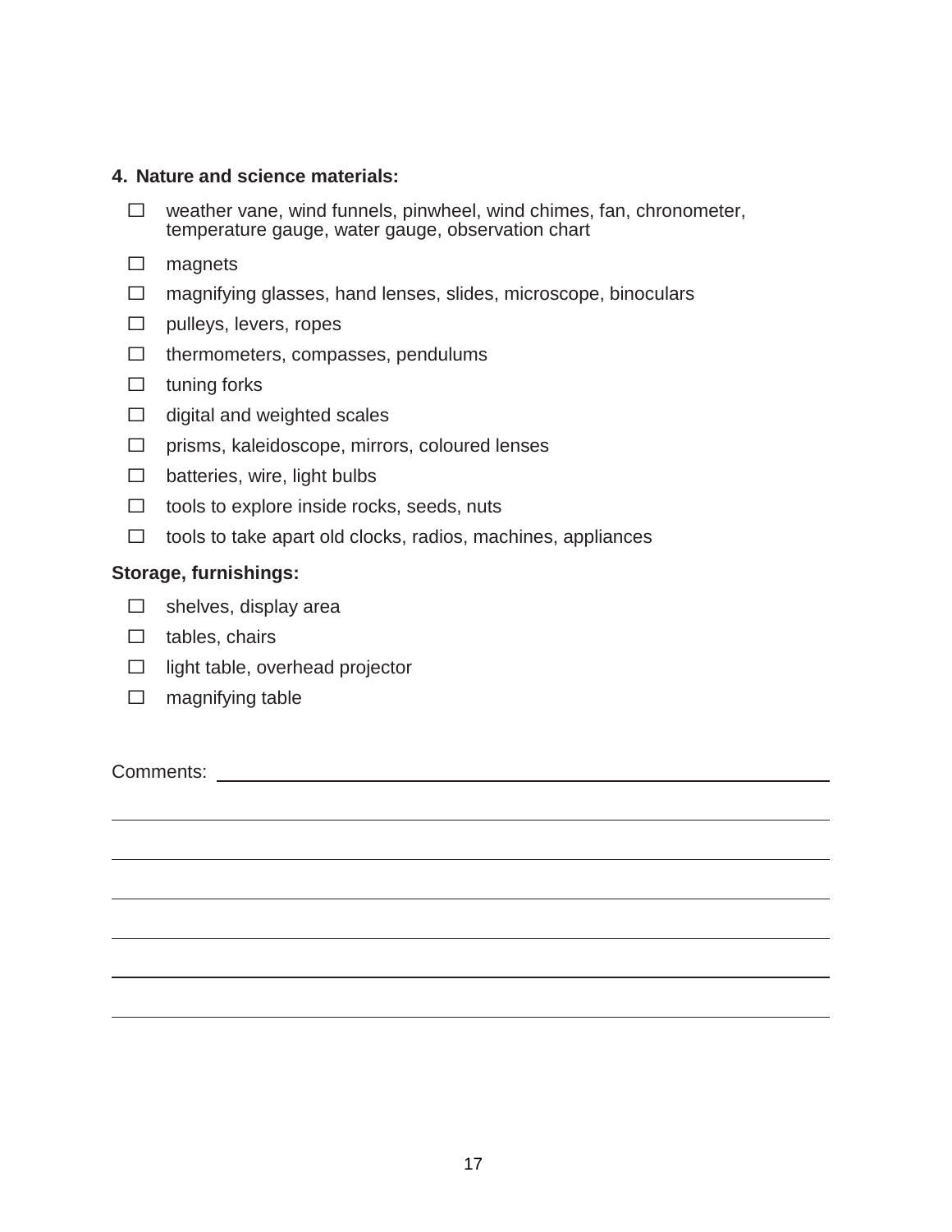**4. Nature and science materials:**

- ☐ weather vane, wind funnels, pinwheel, wind chimes, fan, chronometer, temperature gauge, water gauge, observation chart
- ☐ magnets
- ☐ magnifying glasses, hand lenses, slides, microscope, binoculars
- ☐ pulleys, levers, ropes
- ☐ thermometers, compasses, pendulums
- ☐ tuning forks
- ☐ digital and weighted scales
- ☐ prisms, kaleidoscope, mirrors, coloured lenses
- ☐ batteries, wire, light bulbs
- ☐ tools to explore inside rocks, seeds, nuts
- ☐ tools to take apart old clocks, radios, machines, appliances

**Storage, furnishings:**

- ☐ shelves, display area
- ☐ tables, chairs
- ☐ light table, overhead projector
- ☐ magnifying table

Comments: ____________________________________________

____________________________________________

____________________________________________

____________________________________________

____________________________________________

____________________________________________

____________________________________________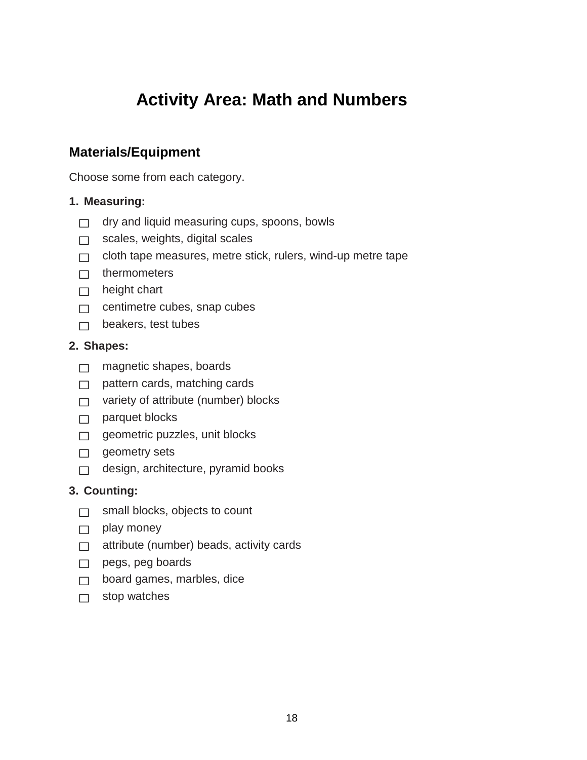# Activity Area: Math and Numbers

## Materials/Equipment

Choose some from each category.

**1. Measuring:**

- ☐ dry and liquid measuring cups, spoons, bowls
- ☐ scales, weights, digital scales
- ☐ cloth tape measures, metre stick, rulers, wind-up metre tape
- ☐ thermometers
- ☐ height chart
- ☐ centimetre cubes, snap cubes
- ☐ beakers, test tubes

**2. Shapes:**

- ☐ magnetic shapes, boards
- ☐ pattern cards, matching cards
- ☐ variety of attribute (number) blocks
- ☐ parquet blocks
- ☐ geometric puzzles, unit blocks
- ☐ geometry sets
- ☐ design, architecture, pyramid books

**3. Counting:**

- ☐ small blocks, objects to count
- ☐ play money
- ☐ attribute (number) beads, activity cards
- ☐ pegs, peg boards
- ☐ board games, marbles, dice
- ☐ stop watches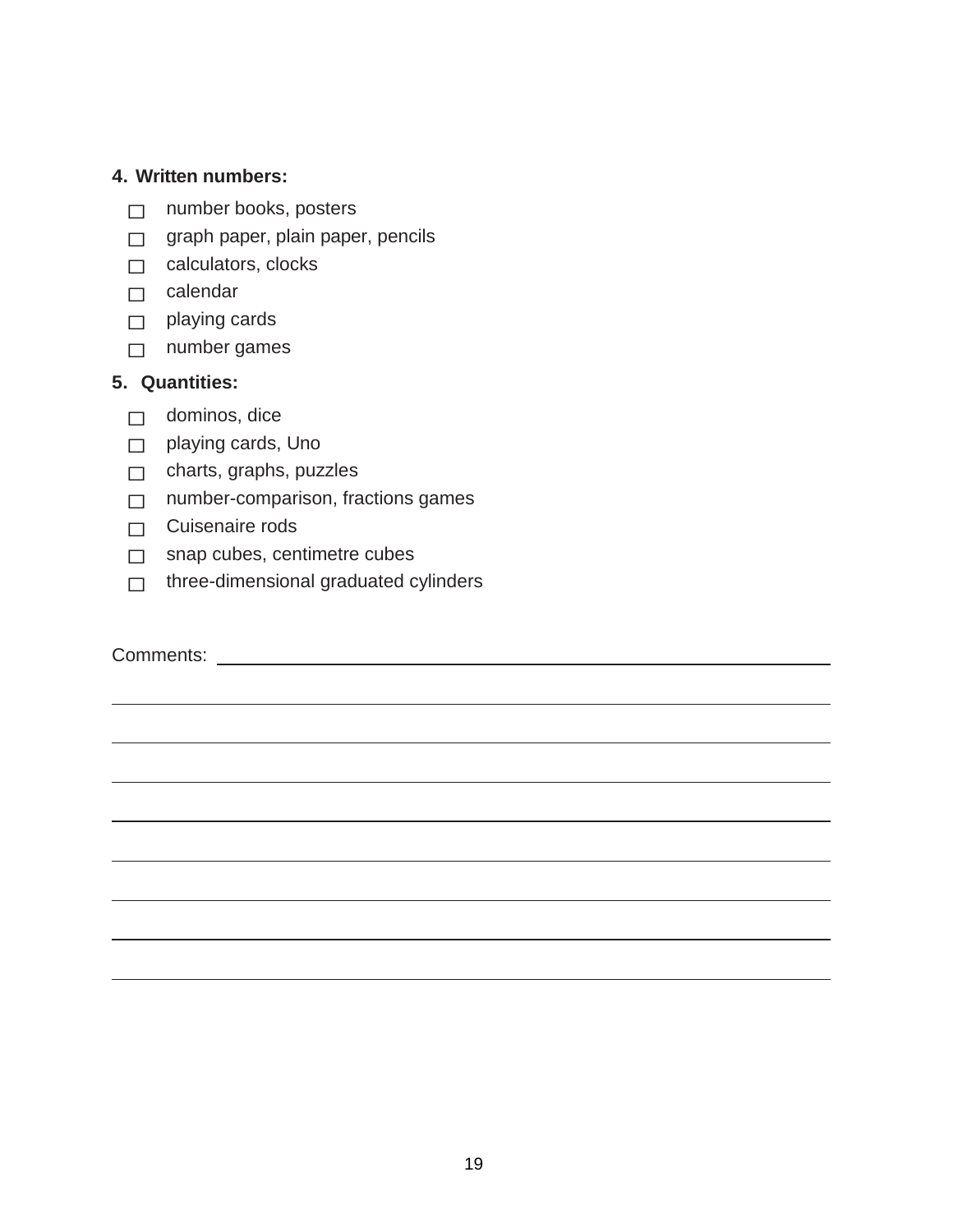**4. Written numbers:**

- ☐ number books, posters
- ☐ graph paper, plain paper, pencils
- ☐ calculators, clocks
- ☐ calendar
- ☐ playing cards
- ☐ number games

**5. Quantities:**

- ☐ dominos, dice
- ☐ playing cards, Uno
- ☐ charts, graphs, puzzles
- ☐ number-comparison, fractions games
- ☐ Cuisenaire rods
- ☐ snap cubes, centimetre cubes
- ☐ three-dimensional graduated cylinders

Comments: \_\_\_\_\_\_\_\_\_\_\_\_\_\_\_\_\_\_\_\_\_\_\_\_\_\_\_\_\_\_\_\_\_\_\_\_\_\_\_\_\_\_\_\_\_\_\_\_\_\_\_\_\_\_\_\_\_\_\_\_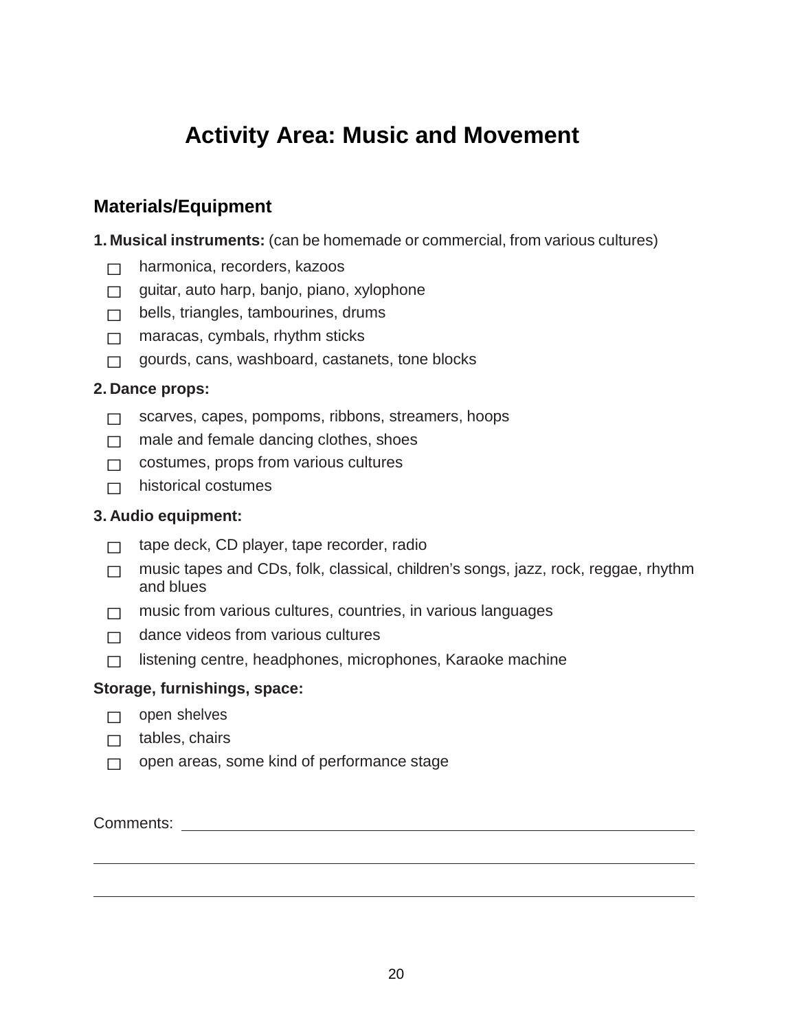# Activity Area: Music and Movement

## Materials/Equipment

**1. Musical instruments:** (can be homemade or commercial, from various cultures)

- ☐ harmonica, recorders, kazoos
- ☐ guitar, auto harp, banjo, piano, xylophone
- ☐ bells, triangles, tambourines, drums
- ☐ maracas, cymbals, rhythm sticks
- ☐ gourds, cans, washboard, castanets, tone blocks

**2. Dance props:**

- ☐ scarves, capes, pompoms, ribbons, streamers, hoops
- ☐ male and female dancing clothes, shoes
- ☐ costumes, props from various cultures
- ☐ historical costumes

**3. Audio equipment:**

- ☐ tape deck, CD player, tape recorder, radio
- ☐ music tapes and CDs, folk, classical, children's songs, jazz, rock, reggae, rhythm and blues
- ☐ music from various cultures, countries, in various languages
- ☐ dance videos from various cultures
- ☐ listening centre, headphones, microphones, Karaoke machine

**Storage, furnishings, space:**

- ☐ open shelves
- ☐ tables, chairs
- ☐ open areas, some kind of performance stage

Comments: ______________________________________________

______________________________________________

______________________________________________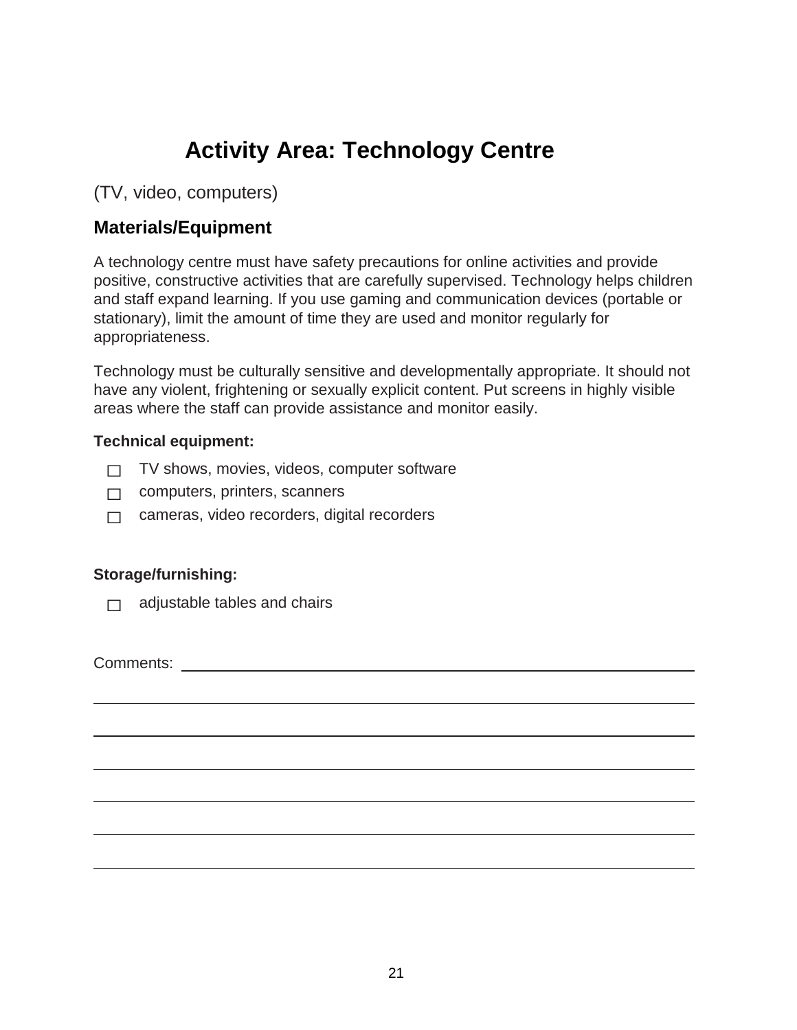# Activity Area: Technology Centre

(TV, video, computers)

## Materials/Equipment

A technology centre must have safety precautions for online activities and provide positive, constructive activities that are carefully supervised. Technology helps children and staff expand learning. If you use gaming and communication devices (portable or stationary), limit the amount of time they are used and monitor regularly for appropriateness.

Technology must be culturally sensitive and developmentally appropriate. It should not have any violent, frightening or sexually explicit content. Put screens in highly visible areas where the staff can provide assistance and monitor easily.

**Technical equipment:**

- ☐ TV shows, movies, videos, computer software
- ☐ computers, printers, scanners
- ☐ cameras, video recorders, digital recorders

**Storage/furnishing:**

- ☐ adjustable tables and chairs

Comments: ____________________________________________

____________________________________________

____________________________________________

____________________________________________

____________________________________________

____________________________________________

____________________________________________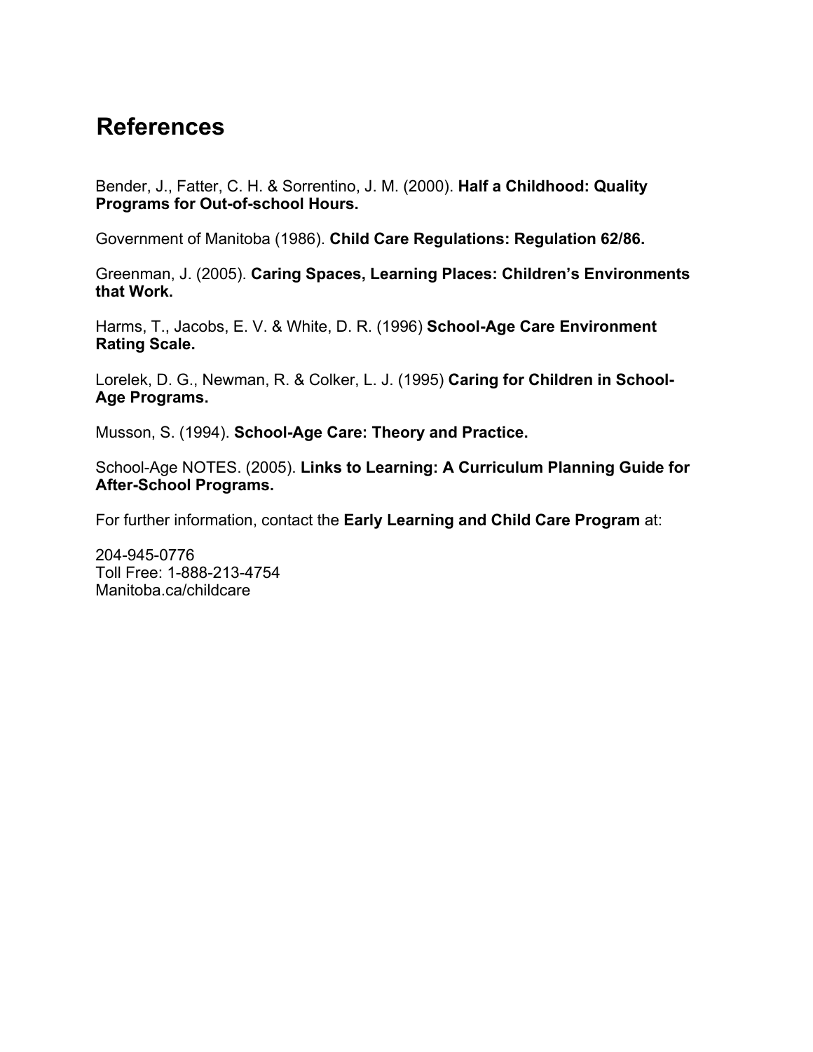# References

Bender, J., Fatter, C. H. & Sorrentino, J. M. (2000). **Half a Childhood: Quality Programs for Out-of-school Hours.**

Government of Manitoba (1986). **Child Care Regulations: Regulation 62/86.**

Greenman, J. (2005). **Caring Spaces, Learning Places: Children's Environments that Work.**

Harms, T., Jacobs, E. V. & White, D. R. (1996) **School-Age Care Environment Rating Scale.**

Lorelek, D. G., Newman, R. & Colker, L. J. (1995) **Caring for Children in School-Age Programs.**

Musson, S. (1994). **School-Age Care: Theory and Practice.**

School-Age NOTES. (2005). **Links to Learning: A Curriculum Planning Guide for After-School Programs.**

For further information, contact the **Early Learning and Child Care Program** at:

204-945-0776
Toll Free: 1-888-213-4754
Manitoba.ca/childcare